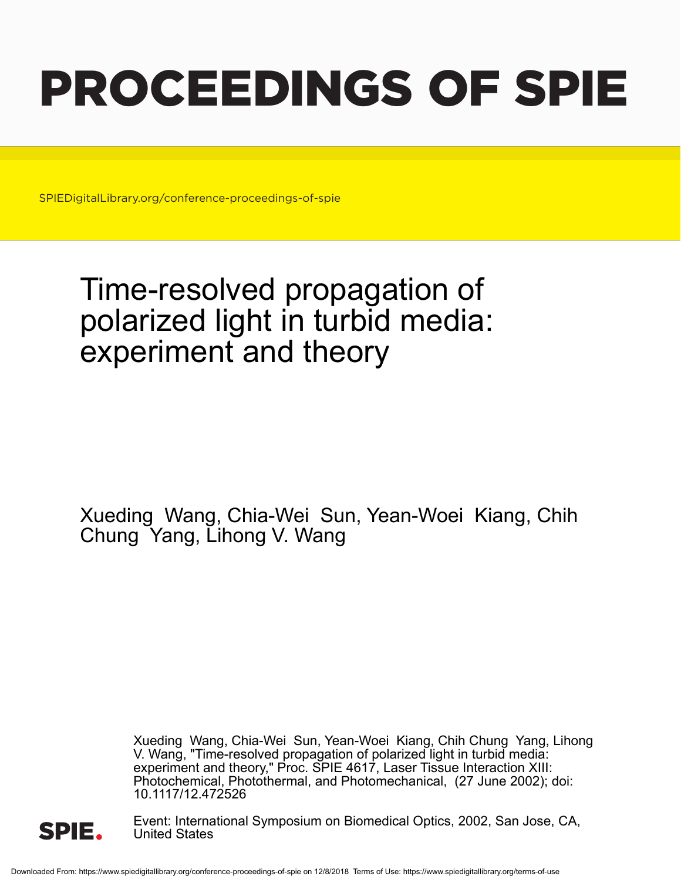# PROCEEDINGS OF SPIE

SPIEDigitalLibrary.org/conference-proceedings-of-spie

# Time-resolved propagation of polarized light in turbid media: experiment and theory

Xueding Wang, Chia-Wei Sun, Yean-Woei Kiang, Chih Chung Yang, Lihong V. Wang

Xueding Wang, Chia-Wei Sun, Yean-Woei Kiang, Chih Chung Yang, Lihong V. Wang, "Time-resolved propagation of polarized light in turbid media: experiment and theory," Proc. SPIE 4617, Laser Tissue Interaction XIII: Photochemical, Photothermal, and Photomechanical, (27 June 2002); doi: 10.1117/12.472526

Event: International Symposium on Biomedical Optics, 2002, San Jose, CA, United States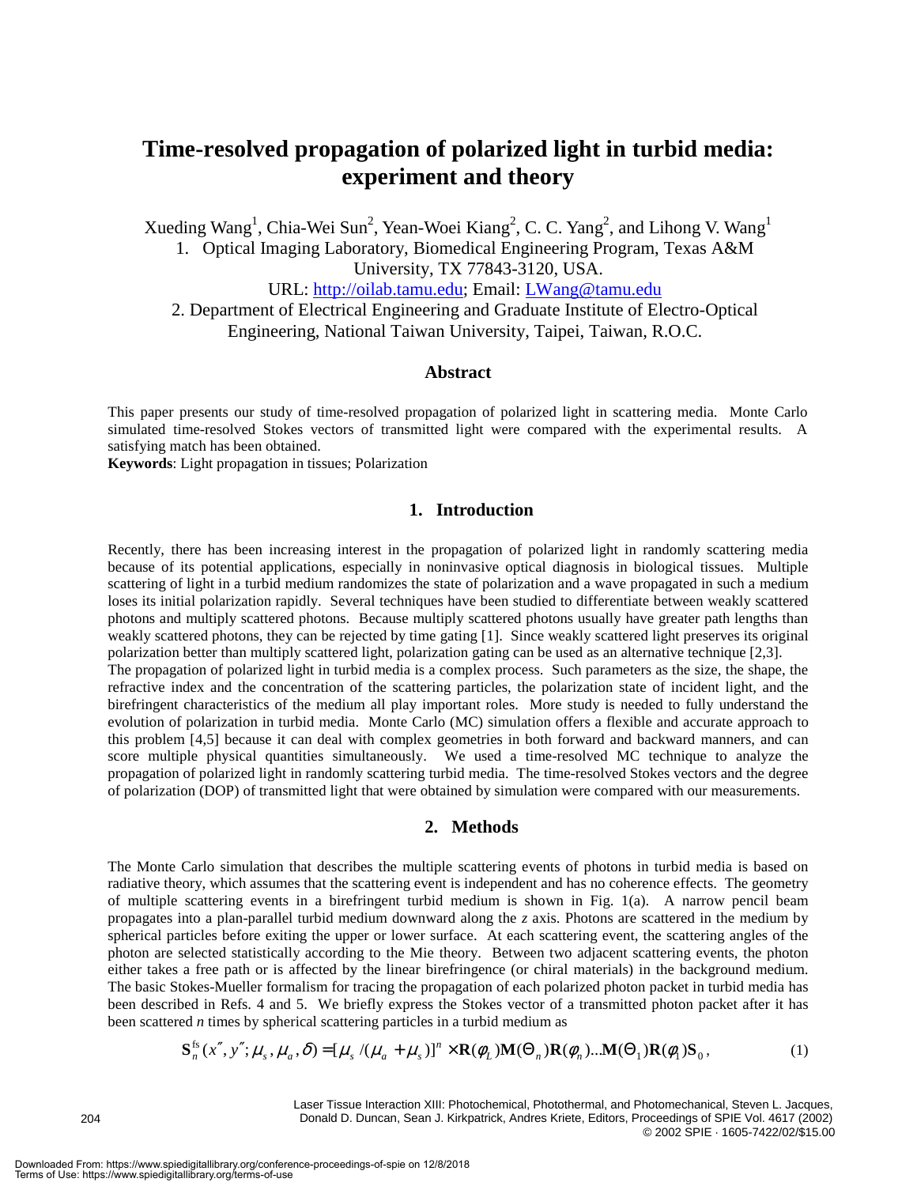# Time-resolved propagation of polarized light in turbid media: experiment and theory

Xueding Wang[1], Chia-Wei Sun[2], Yean-Woei Kiang[2], C. C. Yang[2], and Lihong V. Wang[1]

1. Optical Imaging Laboratory, Biomedical Engineering Program, Texas A&M University, TX 77843-3120, USA. URL: http://oilab.tamu.edu; Email: LWang@tamu.edu
2. Department of Electrical Engineering and Graduate Institute of Electro-Optical Engineering, National Taiwan University, Taipei, Taiwan, R.O.C.

## Abstract

This paper presents our study of time-resolved propagation of polarized light in scattering media. Monte Carlo simulated time-resolved Stokes vectors of transmitted light were compared with the experimental results. A satisfying match has been obtained.

**Keywords**: Light propagation in tissues; Polarization

## 1. Introduction

Recently, there has been increasing interest in the propagation of polarized light in randomly scattering media because of its potential applications, especially in noninvasive optical diagnosis in biological tissues. Multiple scattering of light in a turbid medium randomizes the state of polarization and a wave propagated in such a medium loses its initial polarization rapidly. Several techniques have been studied to differentiate between weakly scattered photons and multiply scattered photons. Because multiply scattered photons usually have greater path lengths than weakly scattered photons, they can be rejected by time gating [1]. Since weakly scattered light preserves its original polarization better than multiply scattered light, polarization gating can be used as an alternative technique [2,3].

The propagation of polarized light in turbid media is a complex process. Such parameters as the size, the shape, the refractive index and the concentration of the scattering particles, the polarization state of incident light, and the birefringent characteristics of the medium all play important roles. More study is needed to fully understand the evolution of polarization in turbid media. Monte Carlo (MC) simulation offers a flexible and accurate approach to this problem [4,5] because it can deal with complex geometries in both forward and backward manners, and can score multiple physical quantities simultaneously. We used a time-resolved MC technique to analyze the propagation of polarized light in randomly scattering turbid media. The time-resolved Stokes vectors and the degree of polarization (DOP) of transmitted light that were obtained by simulation were compared with our measurements.

## 2. Methods

The Monte Carlo simulation that describes the multiple scattering events of photons in turbid media is based on radiative theory, which assumes that the scattering event is independent and has no coherence effects. The geometry of multiple scattering events in a birefringent turbid medium is shown in Fig. 1(a). A narrow pencil beam propagates into a plan-parallel turbid medium downward along the *z* axis. Photons are scattered in the medium by spherical particles before exiting the upper or lower surface. At each scattering event, the scattering angles of the photon are selected statistically according to the Mie theory. Between two adjacent scattering events, the photon either takes a free path or is affected by the linear birefringence (or chiral materials) in the background medium. The basic Stokes-Mueller formalism for tracing the propagation of each polarized photon packet in turbid media has been described in Refs. 4 and 5. We briefly express the Stokes vector of a transmitted photon packet after it has been scattered *n* times by spherical scattering particles in a turbid medium as

$$\mathbf{S}_n^{\mathrm{fs}}(x'', y''; \mu_s, \mu_a, \delta) = [\mu_s / (\mu_a + \mu_s)]^n \times \mathbf{R}(\phi_L)\mathbf{M}(\Theta_n)\mathbf{R}(\phi_n)...\mathbf{M}(\Theta_1)\mathbf{R}(\phi_1)\mathbf{S}_0, \tag{1}$$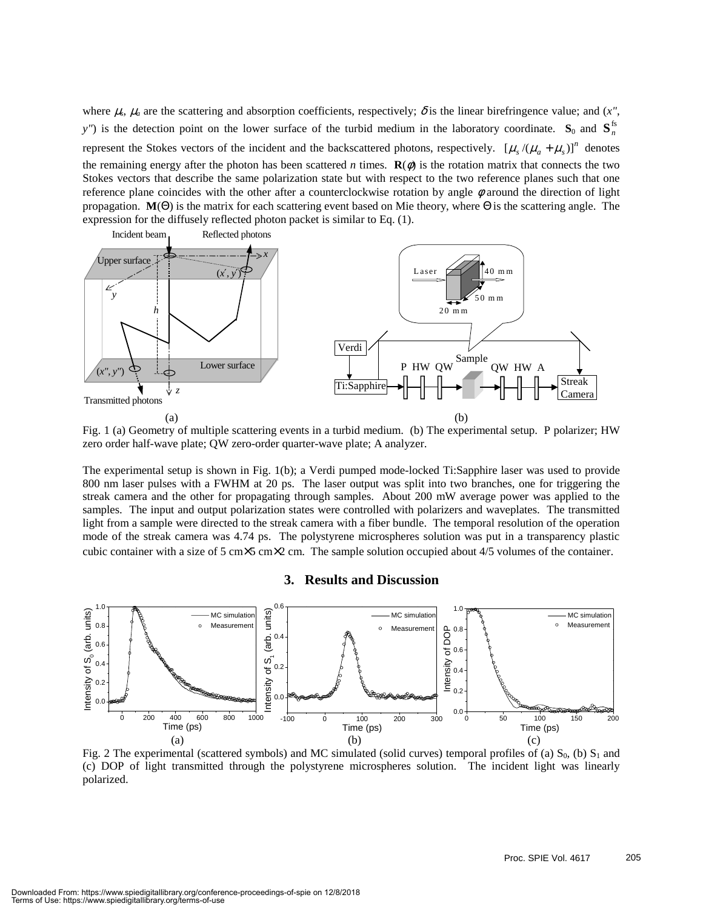where $\mu_s$, $\mu_a$ are the scattering and absorption coefficients, respectively; $\delta$ is the linear birefringence value; and ($x''$, $y''$) is the detection point on the lower surface of the turbid medium in the laboratory coordinate. $\mathbf{S}_0$ and $\mathbf{S}_n^{\text{fs}}$ represent the Stokes vectors of the incident and the backscattered photons, respectively. $[\mu_s/(\mu_a+\mu_s)]^n$ denotes the remaining energy after the photon has been scattered $n$ times. $\mathbf{R}(\phi)$ is the rotation matrix that connects the two Stokes vectors that describe the same polarization state but with respect to the two reference planes such that one reference plane coincides with the other after a counterclockwise rotation by angle $\phi$ around the direction of light propagation. $\mathbf{M}(\Theta)$ is the matrix for each scattering event based on Mie theory, where $\Theta$ is the scattering angle. The expression for the diffusely reflected photon packet is similar to Eq. (1).

Fig. 1 (a) Geometry of multiple scattering events in a turbid medium. (b) The experimental setup. P polarizer; HW zero order half-wave plate; QW zero-order quarter-wave plate; A analyzer.

The experimental setup is shown in Fig. 1(b); a Verdi pumped mode-locked Ti:Sapphire laser was used to provide 800 nm laser pulses with a FWHM at 20 ps. The laser output was split into two branches, one for triggering the streak camera and the other for propagating through samples. About 200 mW average power was applied to the samples. The input and output polarization states were controlled with polarizers and waveplates. The transmitted light from a sample were directed to the streak camera with a fiber bundle. The temporal resolution of the operation mode of the streak camera was 4.74 ps. The polystyrene microspheres solution was put in a transparency plastic cubic container with a size of 5 cm×5 cm×2 cm. The sample solution occupied about 4/5 volumes of the container.

## 3. Results and Discussion

Fig. 2 The experimental (scattered symbols) and MC simulated (solid curves) temporal profiles of (a) $S_0$, (b) $S_1$ and (c) DOP of light transmitted through the polystyrene microspheres solution. The incident light was linearly polarized.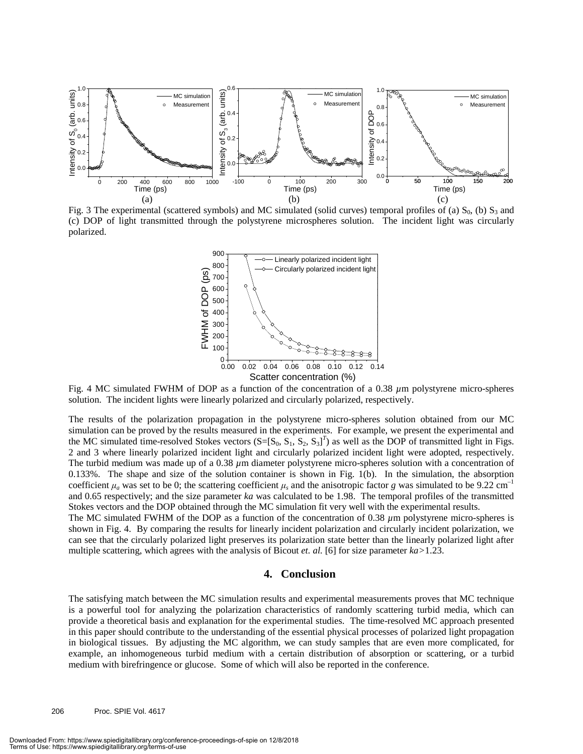Fig. 3 The experimental (scattered symbols) and MC simulated (solid curves) temporal profiles of (a) $S_0$, (b) $S_3$ and (c) DOP of light transmitted through the polystyrene microspheres solution. The incident light was circularly polarized.

Fig. 4 MC simulated FWHM of DOP as a function of the concentration of a 0.38 $\mu$m polystyrene micro-spheres solution. The incident lights were linearly polarized and circularly polarized, respectively.

The results of the polarization propagation in the polystyrene micro-spheres solution obtained from our MC simulation can be proved by the results measured in the experiments. For example, we present the experimental and the MC simulated time-resolved Stokes vectors ($S=[S_0, S_1, S_2, S_3]^T$) as well as the DOP of transmitted light in Figs. 2 and 3 where linearly polarized incident light and circularly polarized incident light were adopted, respectively. The turbid medium was made up of a 0.38 $\mu$m diameter polystyrene micro-spheres solution with a concentration of 0.133%. The shape and size of the solution container is shown in Fig. 1(b). In the simulation, the absorption coefficient $\mu_a$ was set to be 0; the scattering coefficient $\mu_s$ and the anisotropic factor $g$ was simulated to be 9.22 $cm^{-1}$ and 0.65 respectively; and the size parameter $ka$ was calculated to be 1.98. The temporal profiles of the transmitted Stokes vectors and the DOP obtained through the MC simulation fit very well with the experimental results.

The MC simulated FWHM of the DOP as a function of the concentration of 0.38 $\mu$m polystyrene micro-spheres is shown in Fig. 4. By comparing the results for linearly incident polarization and circularly incident polarization, we can see that the circularly polarized light preserves its polarization state better than the linearly polarized light after multiple scattering, which agrees with the analysis of Bicout *et. al.* [6] for size parameter $ka>1.23$.

## 4. Conclusion

The satisfying match between the MC simulation results and experimental measurements proves that MC technique is a powerful tool for analyzing the polarization characteristics of randomly scattering turbid media, which can provide a theoretical basis and explanation for the experimental studies. The time-resolved MC approach presented in this paper should contribute to the understanding of the essential physical processes of polarized light propagation in biological tissues. By adjusting the MC algorithm, we can study samples that are even more complicated, for example, an inhomogeneous turbid medium with a certain distribution of absorption or scattering, or a turbid medium with birefringence or glucose. Some of which will also be reported in the conference.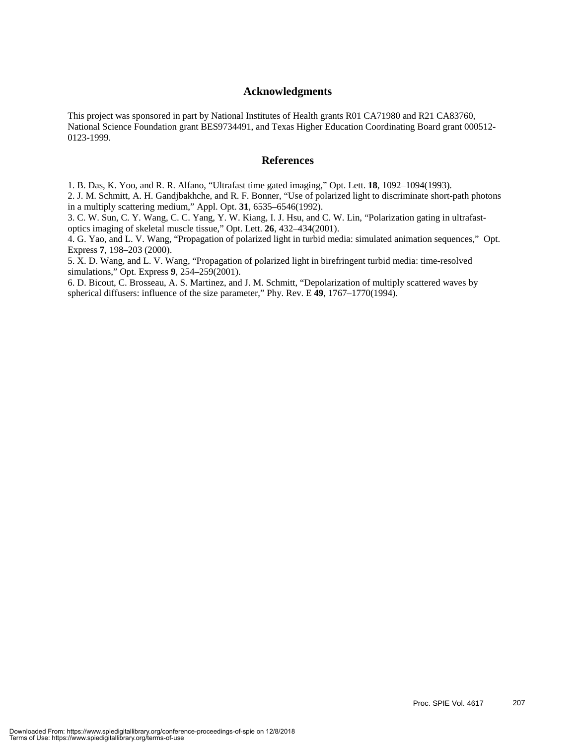## Acknowledgments

This project was sponsored in part by National Institutes of Health grants R01 CA71980 and R21 CA83760, National Science Foundation grant BES9734491, and Texas Higher Education Coordinating Board grant 000512-0123-1999.

## References

1. B. Das, K. Yoo, and R. R. Alfano, “Ultrafast time gated imaging,” Opt. Lett. **18**, 1092–1094(1993).
2. J. M. Schmitt, A. H. Gandjbakhche, and R. F. Bonner, “Use of polarized light to discriminate short-path photons in a multiply scattering medium,” Appl. Opt. **31**, 6535–6546(1992).
3. C. W. Sun, C. Y. Wang, C. C. Yang, Y. W. Kiang, I. J. Hsu, and C. W. Lin, “Polarization gating in ultrafast-optics imaging of skeletal muscle tissue,” Opt. Lett. **26**, 432–434(2001).
4. G. Yao, and L. V. Wang, “Propagation of polarized light in turbid media: simulated animation sequences,” Opt. Express **7**, 198–203 (2000).
5. X. D. Wang, and L. V. Wang, “Propagation of polarized light in birefringent turbid media: time-resolved simulations,” Opt. Express **9**, 254–259(2001).
6. D. Bicout, C. Brosseau, A. S. Martinez, and J. M. Schmitt, “Depolarization of multiply scattered waves by spherical diffusers: influence of the size parameter,” Phy. Rev. E **49**, 1767–1770(1994).